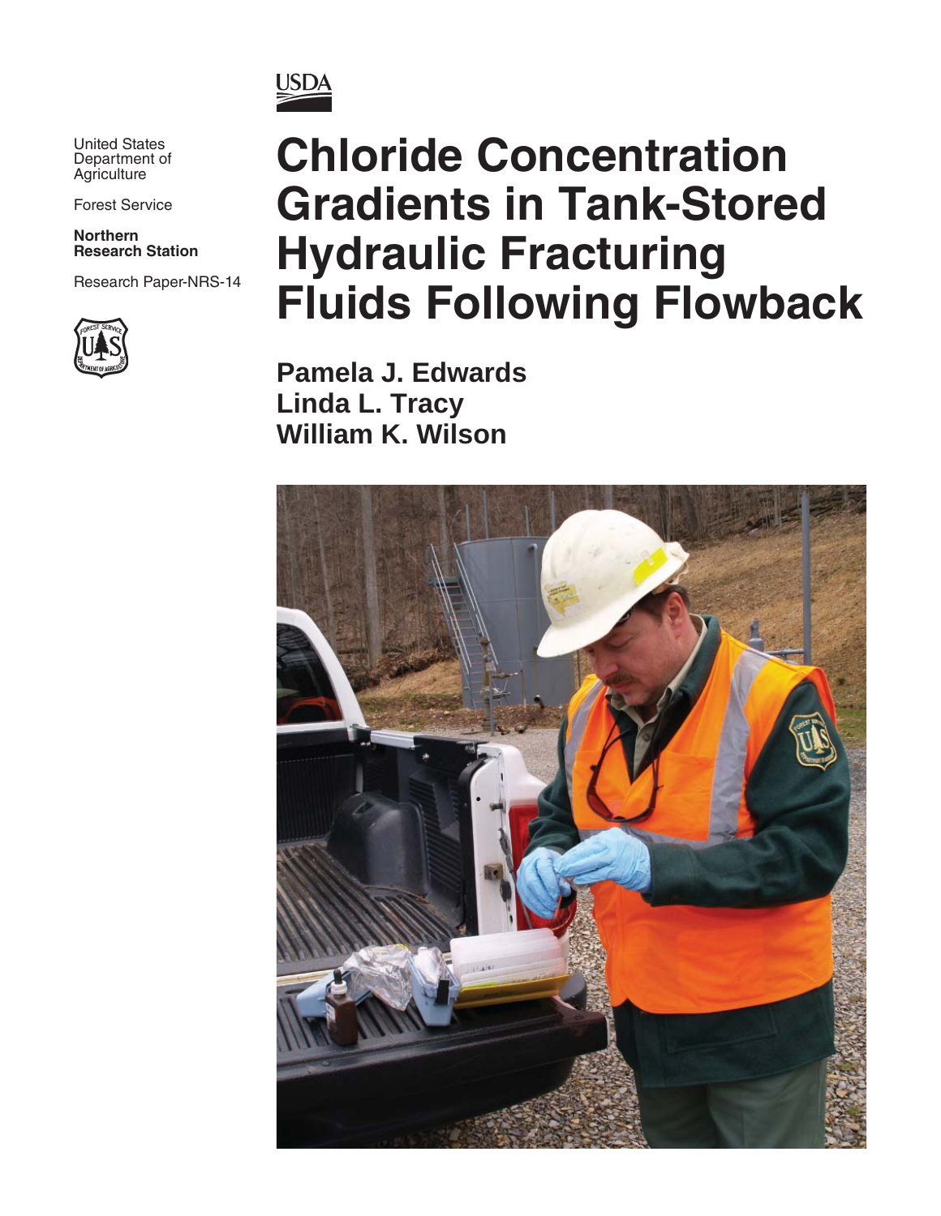USDA

United States Department of Agriculture

Forest Service

**Northern Research Station**

Research Paper-NRS-14

# Chloride Concentration Gradients in Tank-Stored Hydraulic Fracturing Fluids Following Flowback

**Pamela J. Edwards**
**Linda L. Tracy**
**William K. Wilson**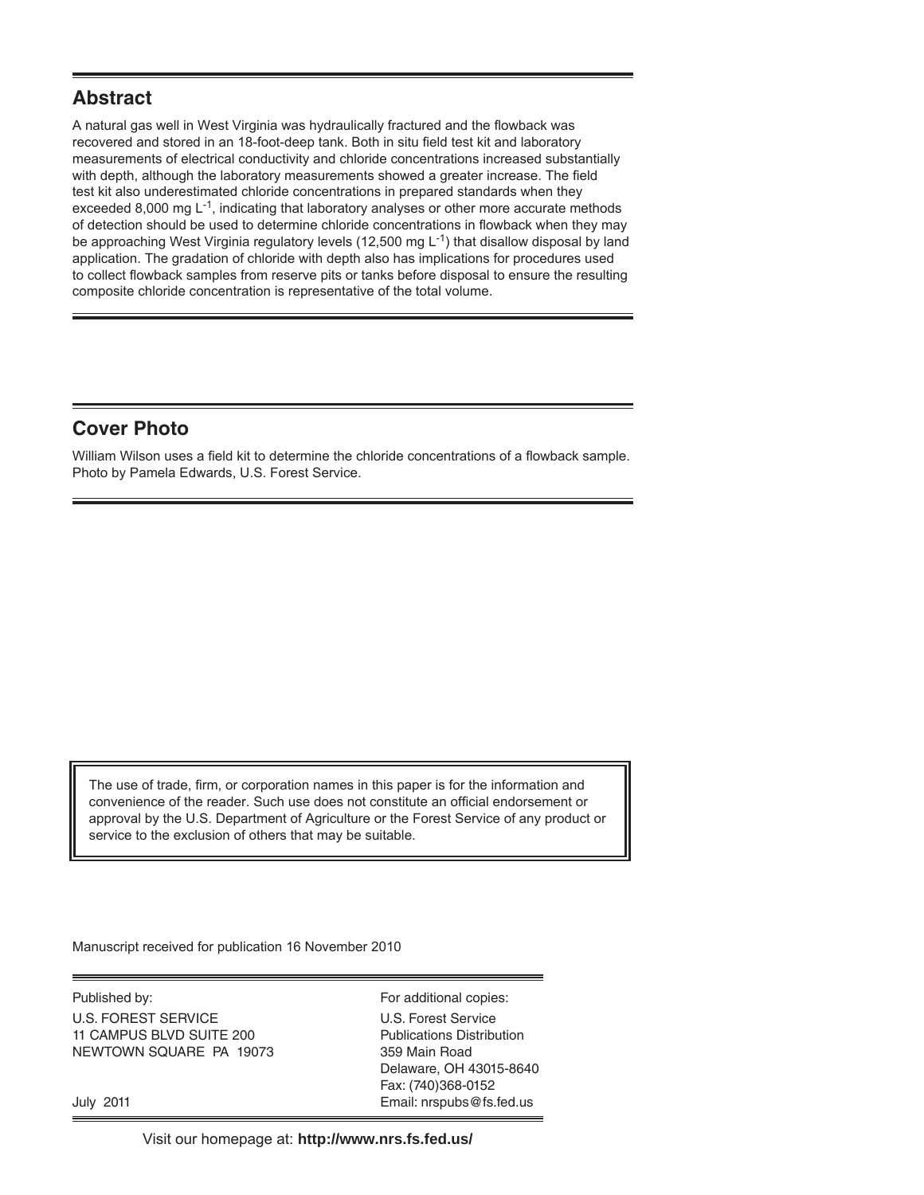## Abstract

A natural gas well in West Virginia was hydraulically fractured and the flowback was recovered and stored in an 18-foot-deep tank. Both in situ field test kit and laboratory measurements of electrical conductivity and chloride concentrations increased substantially with depth, although the laboratory measurements showed a greater increase. The field test kit also underestimated chloride concentrations in prepared standards when they exceeded 8,000 mg $L^{-1}$, indicating that laboratory analyses or other more accurate methods of detection should be used to determine chloride concentrations in flowback when they may be approaching West Virginia regulatory levels (12,500 mg $L^{-1}$) that disallow disposal by land application. The gradation of chloride with depth also has implications for procedures used to collect flowback samples from reserve pits or tanks before disposal to ensure the resulting composite chloride concentration is representative of the total volume.

## Cover Photo

William Wilson uses a field kit to determine the chloride concentrations of a flowback sample. Photo by Pamela Edwards, U.S. Forest Service.

The use of trade, firm, or corporation names in this paper is for the information and convenience of the reader. Such use does not constitute an official endorsement or approval by the U.S. Department of Agriculture or the Forest Service of any product or service to the exclusion of others that may be suitable.

Manuscript received for publication 16 November 2010

Published by:
U.S. FOREST SERVICE
11 CAMPUS BLVD SUITE 200
NEWTOWN SQUARE PA 19073

July 2011

For additional copies:
U.S. Forest Service
Publications Distribution
359 Main Road
Delaware, OH 43015-8640
Fax: (740)368-0152
Email: nrspubs@fs.fed.us

Visit our homepage at: **http://www.nrs.fs.fed.us/**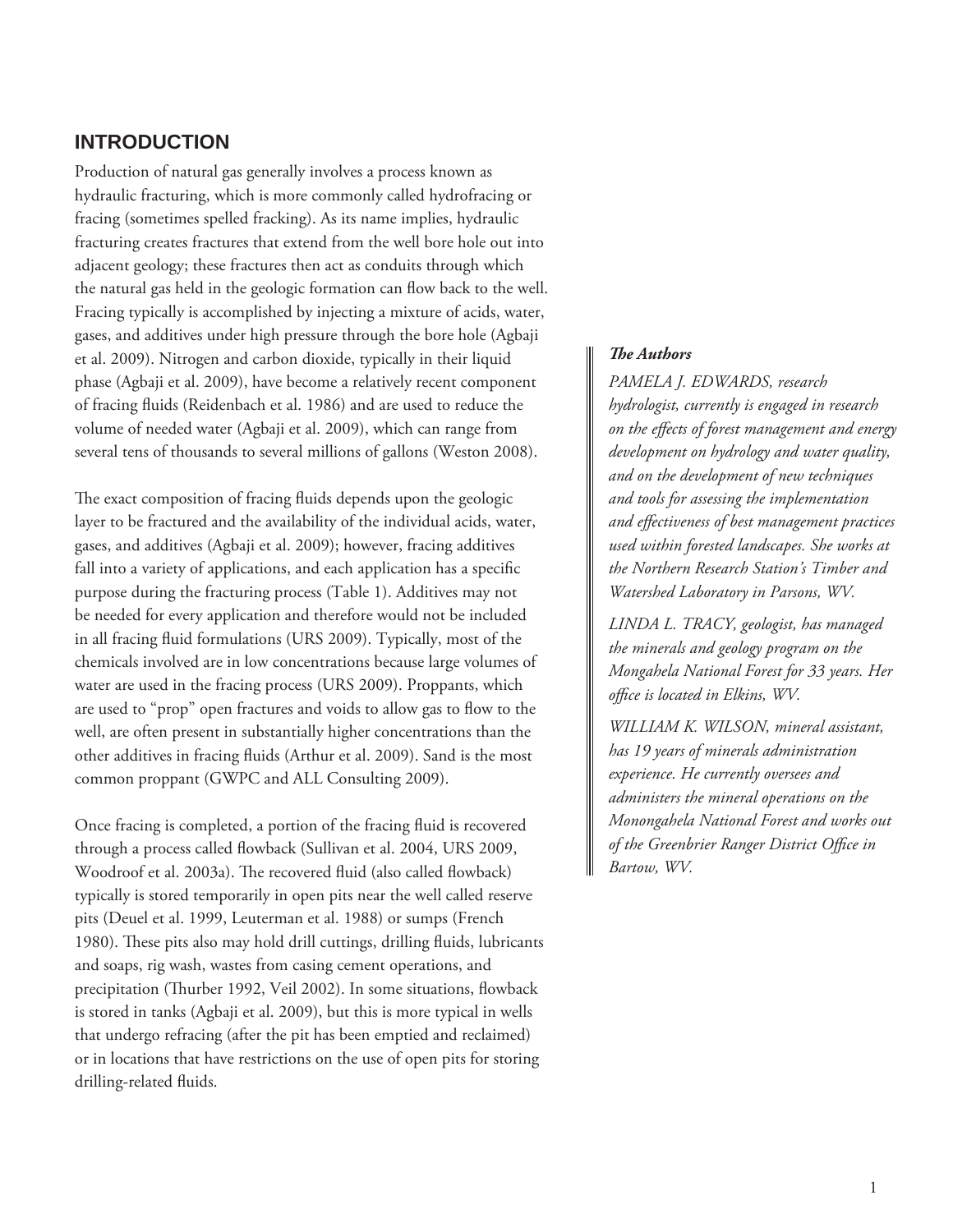## INTRODUCTION

Production of natural gas generally involves a process known as hydraulic fracturing, which is more commonly called hydrofracing or fracing (sometimes spelled fracking). As its name implies, hydraulic fracturing creates fractures that extend from the well bore hole out into adjacent geology; these fractures then act as conduits through which the natural gas held in the geologic formation can flow back to the well. Fracing typically is accomplished by injecting a mixture of acids, water, gases, and additives under high pressure through the bore hole (Agbaji et al. 2009). Nitrogen and carbon dioxide, typically in their liquid phase (Agbaji et al. 2009), have become a relatively recent component of fracing fluids (Reidenbach et al. 1986) and are used to reduce the volume of needed water (Agbaji et al. 2009), which can range from several tens of thousands to several millions of gallons (Weston 2008).

The exact composition of fracing fluids depends upon the geologic layer to be fractured and the availability of the individual acids, water, gases, and additives (Agbaji et al. 2009); however, fracing additives fall into a variety of applications, and each application has a specific purpose during the fracturing process (Table 1). Additives may not be needed for every application and therefore would not be included in all fracing fluid formulations (URS 2009). Typically, most of the chemicals involved are in low concentrations because large volumes of water are used in the fracing process (URS 2009). Proppants, which are used to "prop" open fractures and voids to allow gas to flow to the well, are often present in substantially higher concentrations than the other additives in fracing fluids (Arthur et al. 2009). Sand is the most common proppant (GWPC and ALL Consulting 2009).

Once fracing is completed, a portion of the fracing fluid is recovered through a process called flowback (Sullivan et al. 2004, URS 2009, Woodroof et al. 2003a). The recovered fluid (also called flowback) typically is stored temporarily in open pits near the well called reserve pits (Deuel et al. 1999, Leuterman et al. 1988) or sumps (French 1980). These pits also may hold drill cuttings, drilling fluids, lubricants and soaps, rig wash, wastes from casing cement operations, and precipitation (Thurber 1992, Veil 2002). In some situations, flowback is stored in tanks (Agbaji et al. 2009), but this is more typical in wells that undergo refracing (after the pit has been emptied and reclaimed) or in locations that have restrictions on the use of open pits for storing drilling-related fluids.

***The Authors***

*PAMELA J. EDWARDS, research hydrologist, currently is engaged in research on the effects of forest management and energy development on hydrology and water quality, and on the development of new techniques and tools for assessing the implementation and effectiveness of best management practices used within forested landscapes. She works at the Northern Research Station's Timber and Watershed Laboratory in Parsons, WV.*

*LINDA L. TRACY, geologist, has managed the minerals and geology program on the Mongahela National Forest for 33 years. Her office is located in Elkins, WV.*

*WILLIAM K. WILSON, mineral assistant, has 19 years of minerals administration experience. He currently oversees and administers the mineral operations on the Monongahela National Forest and works out of the Greenbrier Ranger District Office in Bartow, WV.*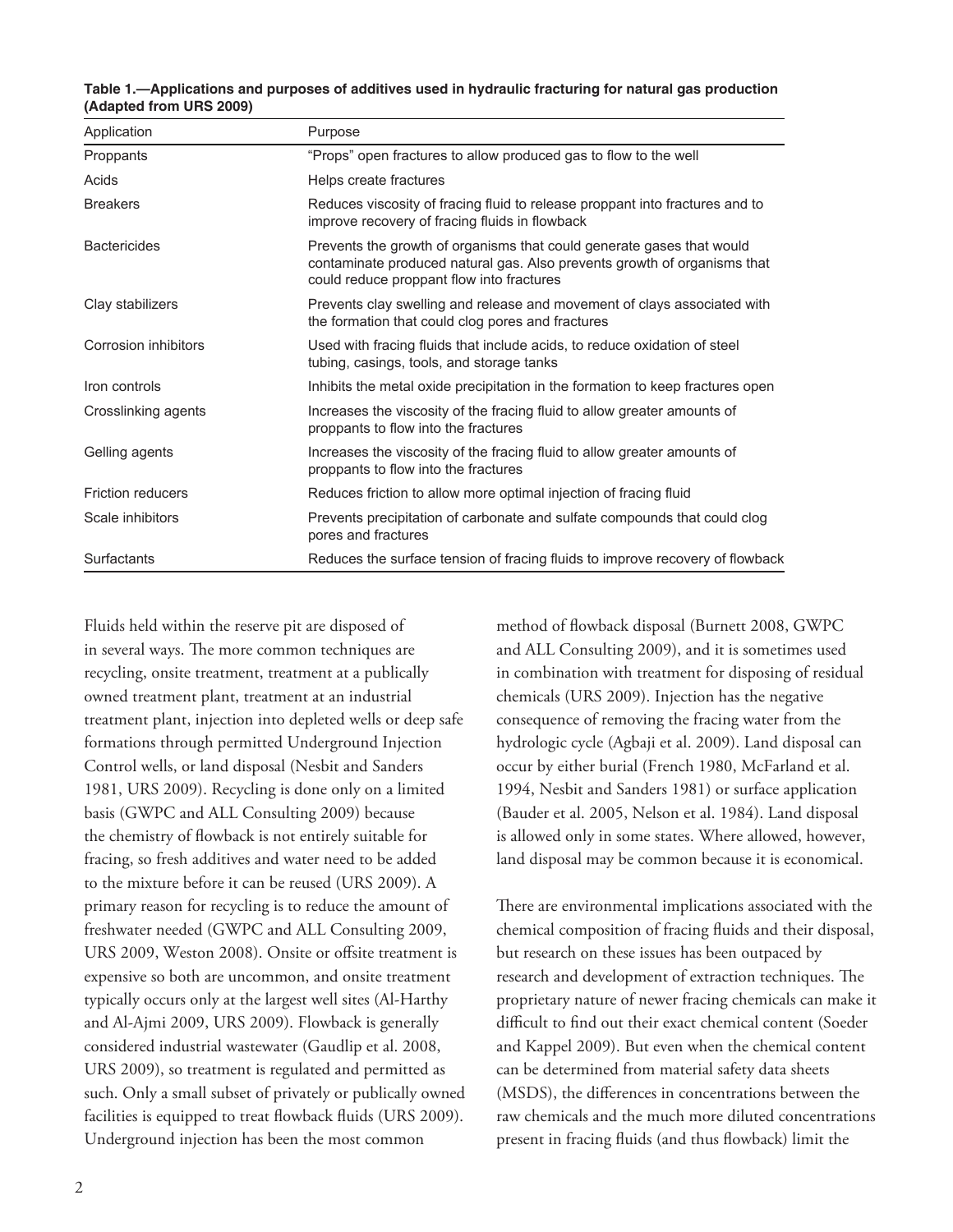**Table 1.—Applications and purposes of additives used in hydraulic fracturing for natural gas production (Adapted from URS 2009)**

| Application | Purpose |
|---|---|
| Proppants | "Props" open fractures to allow produced gas to flow to the well |
| Acids | Helps create fractures |
| Breakers | Reduces viscosity of fracing fluid to release proppant into fractures and to improve recovery of fracing fluids in flowback |
| Bactericides | Prevents the growth of organisms that could generate gases that would contaminate produced natural gas. Also prevents growth of organisms that could reduce proppant flow into fractures |
| Clay stabilizers | Prevents clay swelling and release and movement of clays associated with the formation that could clog pores and fractures |
| Corrosion inhibitors | Used with fracing fluids that include acids, to reduce oxidation of steel tubing, casings, tools, and storage tanks |
| Iron controls | Inhibits the metal oxide precipitation in the formation to keep fractures open |
| Crosslinking agents | Increases the viscosity of the fracing fluid to allow greater amounts of proppants to flow into the fractures |
| Gelling agents | Increases the viscosity of the fracing fluid to allow greater amounts of proppants to flow into the fractures |
| Friction reducers | Reduces friction to allow more optimal injection of fracing fluid |
| Scale inhibitors | Prevents precipitation of carbonate and sulfate compounds that could clog pores and fractures |
| Surfactants | Reduces the surface tension of fracing fluids to improve recovery of flowback |

Fluids held within the reserve pit are disposed of in several ways. The more common techniques are recycling, onsite treatment, treatment at a publically owned treatment plant, treatment at an industrial treatment plant, injection into depleted wells or deep safe formations through permitted Underground Injection Control wells, or land disposal (Nesbit and Sanders 1981, URS 2009). Recycling is done only on a limited basis (GWPC and ALL Consulting 2009) because the chemistry of flowback is not entirely suitable for fracing, so fresh additives and water need to be added to the mixture before it can be reused (URS 2009). A primary reason for recycling is to reduce the amount of freshwater needed (GWPC and ALL Consulting 2009, URS 2009, Weston 2008). Onsite or offsite treatment is expensive so both are uncommon, and onsite treatment typically occurs only at the largest well sites (Al-Harthy and Al-Ajmi 2009, URS 2009). Flowback is generally considered industrial wastewater (Gaudlip et al. 2008, URS 2009), so treatment is regulated and permitted as such. Only a small subset of privately or publically owned facilities is equipped to treat flowback fluids (URS 2009). Underground injection has been the most common method of flowback disposal (Burnett 2008, GWPC and ALL Consulting 2009), and it is sometimes used in combination with treatment for disposing of residual chemicals (URS 2009). Injection has the negative consequence of removing the fracing water from the hydrologic cycle (Agbaji et al. 2009). Land disposal can occur by either burial (French 1980, McFarland et al. 1994, Nesbit and Sanders 1981) or surface application (Bauder et al. 2005, Nelson et al. 1984). Land disposal is allowed only in some states. Where allowed, however, land disposal may be common because it is economical.

There are environmental implications associated with the chemical composition of fracing fluids and their disposal, but research on these issues has been outpaced by research and development of extraction techniques. The proprietary nature of newer fracing chemicals can make it difficult to find out their exact chemical content (Soeder and Kappel 2009). But even when the chemical content can be determined from material safety data sheets (MSDS), the differences in concentrations between the raw chemicals and the much more diluted concentrations present in fracing fluids (and thus flowback) limit the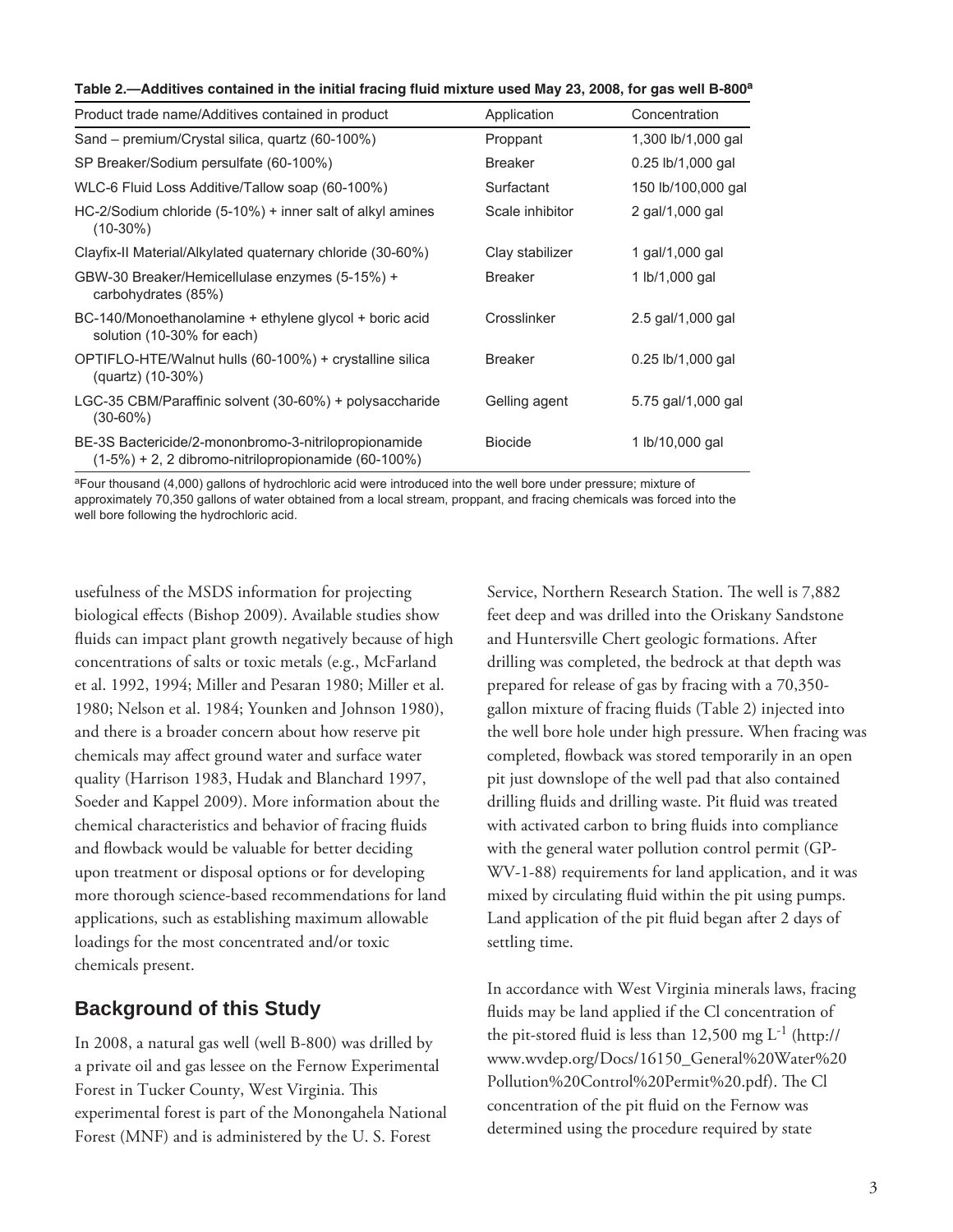**Table 2.—Additives contained in the initial fracing fluid mixture used May 23, 2008, for gas well B-800[a]**

| Product trade name/Additives contained in product | Application | Concentration |
|---|---|---|
| Sand – premium/Crystal silica, quartz (60-100%) | Proppant | 1,300 lb/1,000 gal |
| SP Breaker/Sodium persulfate (60-100%) | Breaker | 0.25 lb/1,000 gal |
| WLC-6 Fluid Loss Additive/Tallow soap (60-100%) | Surfactant | 150 lb/100,000 gal |
| HC-2/Sodium chloride (5-10%) + inner salt of alkyl amines (10-30%) | Scale inhibitor | 2 gal/1,000 gal |
| Clayfix-II Material/Alkylated quaternary chloride (30-60%) | Clay stabilizer | 1 gal/1,000 gal |
| GBW-30 Breaker/Hemicellulase enzymes (5-15%) + carbohydrates (85%) | Breaker | 1 lb/1,000 gal |
| BC-140/Monoethanolamine + ethylene glycol + boric acid solution (10-30% for each) | Crosslinker | 2.5 gal/1,000 gal |
| OPTIFLO-HTE/Walnut hulls (60-100%) + crystalline silica (quartz) (10-30%) | Breaker | 0.25 lb/1,000 gal |
| LGC-35 CBM/Paraffinic solvent (30-60%) + polysaccharide (30-60%) | Gelling agent | 5.75 gal/1,000 gal |
| BE-3S Bactericide/2-mononbromo-3-nitrilopropionamide (1-5%) + 2, 2 dibromo-nitrilopropionamide (60-100%) | Biocide | 1 lb/10,000 gal |

[a]Four thousand (4,000) gallons of hydrochloric acid were introduced into the well bore under pressure; mixture of approximately 70,350 gallons of water obtained from a local stream, proppant, and fracing chemicals was forced into the well bore following the hydrochloric acid.

usefulness of the MSDS information for projecting biological effects (Bishop 2009). Available studies show fluids can impact plant growth negatively because of high concentrations of salts or toxic metals (e.g., McFarland et al. 1992, 1994; Miller and Pesaran 1980; Miller et al. 1980; Nelson et al. 1984; Younken and Johnson 1980), and there is a broader concern about how reserve pit chemicals may affect ground water and surface water quality (Harrison 1983, Hudak and Blanchard 1997, Soeder and Kappel 2009). More information about the chemical characteristics and behavior of fracing fluids and flowback would be valuable for better deciding upon treatment or disposal options or for developing more thorough science-based recommendations for land applications, such as establishing maximum allowable loadings for the most concentrated and/or toxic chemicals present.

## Background of this Study

In 2008, a natural gas well (well B-800) was drilled by a private oil and gas lessee on the Fernow Experimental Forest in Tucker County, West Virginia. This experimental forest is part of the Monongahela National Forest (MNF) and is administered by the U. S. Forest Service, Northern Research Station. The well is 7,882 feet deep and was drilled into the Oriskany Sandstone and Huntersville Chert geologic formations. After drilling was completed, the bedrock at that depth was prepared for release of gas by fracing with a 70,350-gallon mixture of fracing fluids (Table 2) injected into the well bore hole under high pressure. When fracing was completed, flowback was stored temporarily in an open pit just downslope of the well pad that also contained drilling fluids and drilling waste. Pit fluid was treated with activated carbon to bring fluids into compliance with the general water pollution control permit (GP-WV-1-88) requirements for land application, and it was mixed by circulating fluid within the pit using pumps. Land application of the pit fluid began after 2 days of settling time.

In accordance with West Virginia minerals laws, fracing fluids may be land applied if the Cl concentration of the pit-stored fluid is less than 12,500 mg $L^{-1}$ (http://www.wvdep.org/Docs/16150_General%20Water%20Pollution%20Control%20Permit%20.pdf). The Cl concentration of the pit fluid on the Fernow was determined using the procedure required by state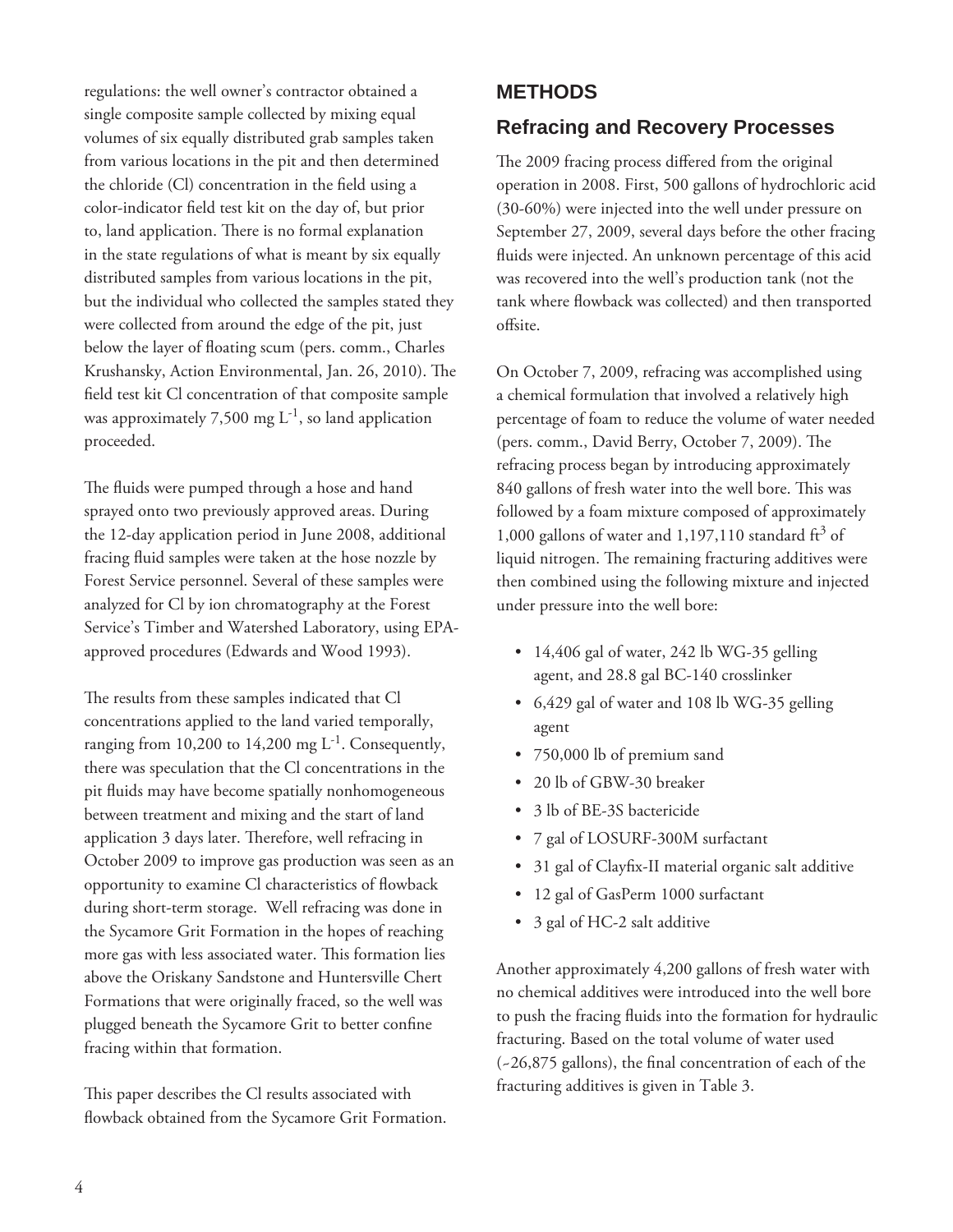regulations: the well owner's contractor obtained a single composite sample collected by mixing equal volumes of six equally distributed grab samples taken from various locations in the pit and then determined the chloride (Cl) concentration in the field using a color-indicator field test kit on the day of, but prior to, land application. There is no formal explanation in the state regulations of what is meant by six equally distributed samples from various locations in the pit, but the individual who collected the samples stated they were collected from around the edge of the pit, just below the layer of floating scum (pers. comm., Charles Krushansky, Action Environmental, Jan. 26, 2010). The field test kit Cl concentration of that composite sample was approximately 7,500 mg $L^{-1}$, so land application proceeded.

The fluids were pumped through a hose and hand sprayed onto two previously approved areas. During the 12-day application period in June 2008, additional fracing fluid samples were taken at the hose nozzle by Forest Service personnel. Several of these samples were analyzed for Cl by ion chromatography at the Forest Service's Timber and Watershed Laboratory, using EPA-approved procedures (Edwards and Wood 1993).

The results from these samples indicated that Cl concentrations applied to the land varied temporally, ranging from 10,200 to 14,200 mg $L^{-1}$. Consequently, there was speculation that the Cl concentrations in the pit fluids may have become spatially nonhomogeneous between treatment and mixing and the start of land application 3 days later. Therefore, well refracing in October 2009 to improve gas production was seen as an opportunity to examine Cl characteristics of flowback during short-term storage. Well refracing was done in the Sycamore Grit Formation in the hopes of reaching more gas with less associated water. This formation lies above the Oriskany Sandstone and Huntersville Chert Formations that were originally fraced, so the well was plugged beneath the Sycamore Grit to better confine fracing within that formation.

This paper describes the Cl results associated with flowback obtained from the Sycamore Grit Formation.

# METHODS

## Refracing and Recovery Processes

The 2009 fracing process differed from the original operation in 2008. First, 500 gallons of hydrochloric acid (30-60%) were injected into the well under pressure on September 27, 2009, several days before the other fracing fluids were injected. An unknown percentage of this acid was recovered into the well's production tank (not the tank where flowback was collected) and then transported offsite.

On October 7, 2009, refracing was accomplished using a chemical formulation that involved a relatively high percentage of foam to reduce the volume of water needed (pers. comm., David Berry, October 7, 2009). The refracing process began by introducing approximately 840 gallons of fresh water into the well bore. This was followed by a foam mixture composed of approximately 1,000 gallons of water and 1,197,110 standard $ft^3$ of liquid nitrogen. The remaining fracturing additives were then combined using the following mixture and injected under pressure into the well bore:

- 14,406 gal of water, 242 lb WG-35 gelling agent, and 28.8 gal BC-140 crosslinker
- 6,429 gal of water and 108 lb WG-35 gelling agent
- 750,000 lb of premium sand
- 20 lb of GBW-30 breaker
- 3 lb of BE-3S bactericide
- 7 gal of LOSURF-300M surfactant
- 31 gal of Clayfix-II material organic salt additive
- 12 gal of GasPerm 1000 surfactant
- 3 gal of HC-2 salt additive

Another approximately 4,200 gallons of fresh water with no chemical additives were introduced into the well bore to push the fracing fluids into the formation for hydraulic fracturing. Based on the total volume of water used (~26,875 gallons), the final concentration of each of the fracturing additives is given in Table 3.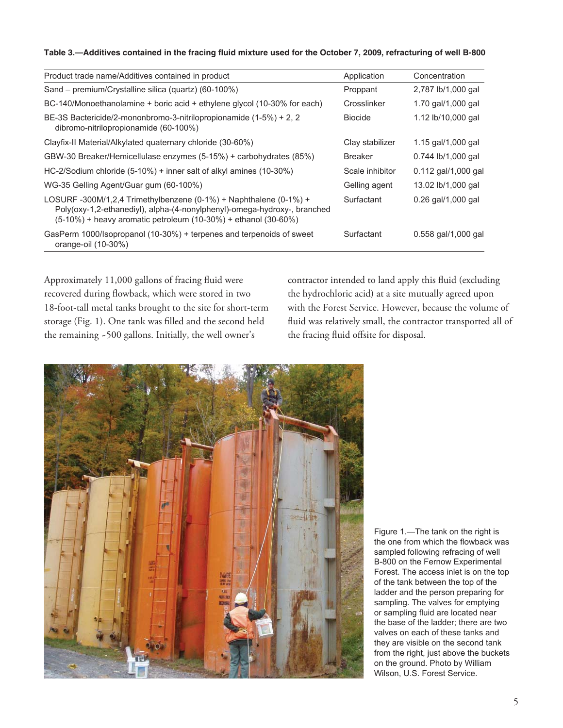**Table 3.—Additives contained in the fracing fluid mixture used for the October 7, 2009, refracturing of well B-800**

| Product trade name/Additives contained in product | Application | Concentration |
|---|---|---|
| Sand – premium/Crystalline silica (quartz) (60-100%) | Proppant | 2,787 lb/1,000 gal |
| BC-140/Monoethanolamine + boric acid + ethylene glycol (10-30% for each) | Crosslinker | 1.70 gal/1,000 gal |
| BE-3S Bactericide/2-mononbromo-3-nitrilopropionamide (1-5%) + 2, 2 dibromo-nitrilopropionamide (60-100%) | Biocide | 1.12 lb/10,000 gal |
| Clayfix-II Material/Alkylated quaternary chloride (30-60%) | Clay stabilizer | 1.15 gal/1,000 gal |
| GBW-30 Breaker/Hemicellulase enzymes (5-15%) + carbohydrates (85%) | Breaker | 0.744 lb/1,000 gal |
| HC-2/Sodium chloride (5-10%) + inner salt of alkyl amines (10-30%) | Scale inhibitor | 0.112 gal/1,000 gal |
| WG-35 Gelling Agent/Guar gum (60-100%) | Gelling agent | 13.02 lb/1,000 gal |
| LOSURF -300M/1,2,4 Trimethylbenzene (0-1%) + Naphthalene (0-1%) + Poly(oxy-1,2-ethanediyl), alpha-(4-nonylphenyl)-omega-hydroxy-, branched (5-10%) + heavy aromatic petroleum (10-30%) + ethanol (30-60%) | Surfactant | 0.26 gal/1,000 gal |
| GasPerm 1000/Isopropanol (10-30%) + terpenes and terpenoids of sweet orange-oil (10-30%) | Surfactant | 0.558 gal/1,000 gal |

Approximately 11,000 gallons of fracing fluid were recovered during flowback, which were stored in two 18-foot-tall metal tanks brought to the site for short-term storage (Fig. 1). One tank was filled and the second held the remaining ~500 gallons. Initially, the well owner's contractor intended to land apply this fluid (excluding the hydrochloric acid) at a site mutually agreed upon with the Forest Service. However, because the volume of fluid was relatively small, the contractor transported all of the fracing fluid offsite for disposal.

Figure 1.—The tank on the right is the one from which the flowback was sampled following refracing of well B-800 on the Fernow Experimental Forest. The access inlet is on the top of the tank between the top of the ladder and the person preparing for sampling. The valves for emptying or sampling fluid are located near the base of the ladder; there are two valves on each of these tanks and they are visible on the second tank from the right, just above the buckets on the ground. Photo by William Wilson, U.S. Forest Service.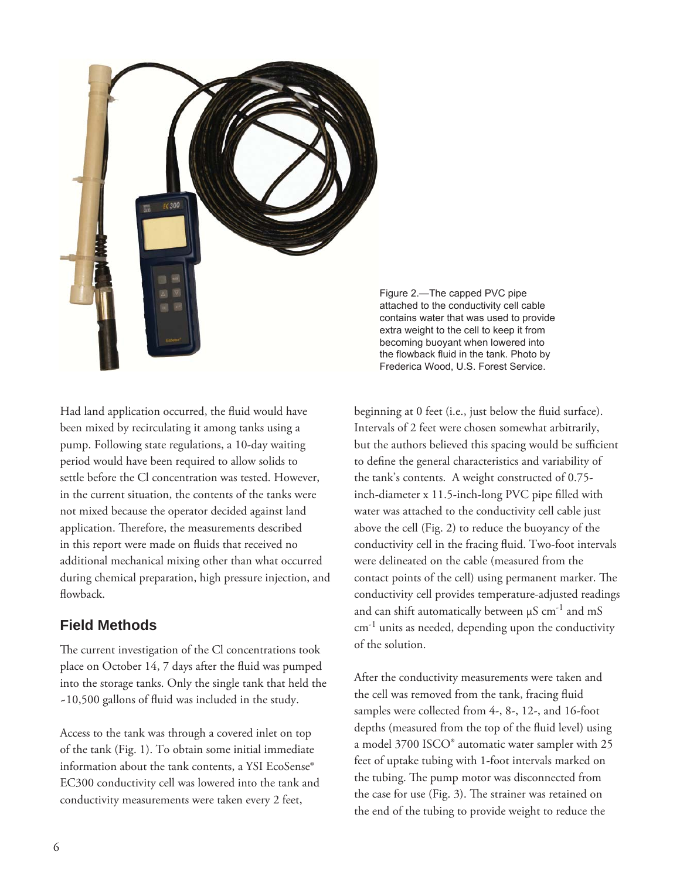Figure 2.—The capped PVC pipe attached to the conductivity cell cable contains water that was used to provide extra weight to the cell to keep it from becoming buoyant when lowered into the flowback fluid in the tank. Photo by Frederica Wood, U.S. Forest Service.

Had land application occurred, the fluid would have been mixed by recirculating it among tanks using a pump. Following state regulations, a 10-day waiting period would have been required to allow solids to settle before the Cl concentration was tested. However, in the current situation, the contents of the tanks were not mixed because the operator decided against land application. Therefore, the measurements described in this report were made on fluids that received no additional mechanical mixing other than what occurred during chemical preparation, high pressure injection, and flowback.

## Field Methods

The current investigation of the Cl concentrations took place on October 14, 7 days after the fluid was pumped into the storage tanks. Only the single tank that held the ~10,500 gallons of fluid was included in the study.

Access to the tank was through a covered inlet on top of the tank (Fig. 1). To obtain some initial immediate information about the tank contents, a YSI EcoSense® EC300 conductivity cell was lowered into the tank and conductivity measurements were taken every 2 feet, beginning at 0 feet (i.e., just below the fluid surface). Intervals of 2 feet were chosen somewhat arbitrarily, but the authors believed this spacing would be sufficient to define the general characteristics and variability of the tank's contents. A weight constructed of 0.75-inch-diameter x 11.5-inch-long PVC pipe filled with water was attached to the conductivity cell cable just above the cell (Fig. 2) to reduce the buoyancy of the conductivity cell in the fracing fluid. Two-foot intervals were delineated on the cable (measured from the contact points of the cell) using permanent marker. The conductivity cell provides temperature-adjusted readings and can shift automatically between $\mu S\ cm^{-1}$ and $mS\ cm^{-1}$ units as needed, depending upon the conductivity of the solution.

After the conductivity measurements were taken and the cell was removed from the tank, fracing fluid samples were collected from 4-, 8-, 12-, and 16-foot depths (measured from the top of the fluid level) using a model 3700 ISCO® automatic water sampler with 25 feet of uptake tubing with 1-foot intervals marked on the tubing. The pump motor was disconnected from the case for use (Fig. 3). The strainer was retained on the end of the tubing to provide weight to reduce the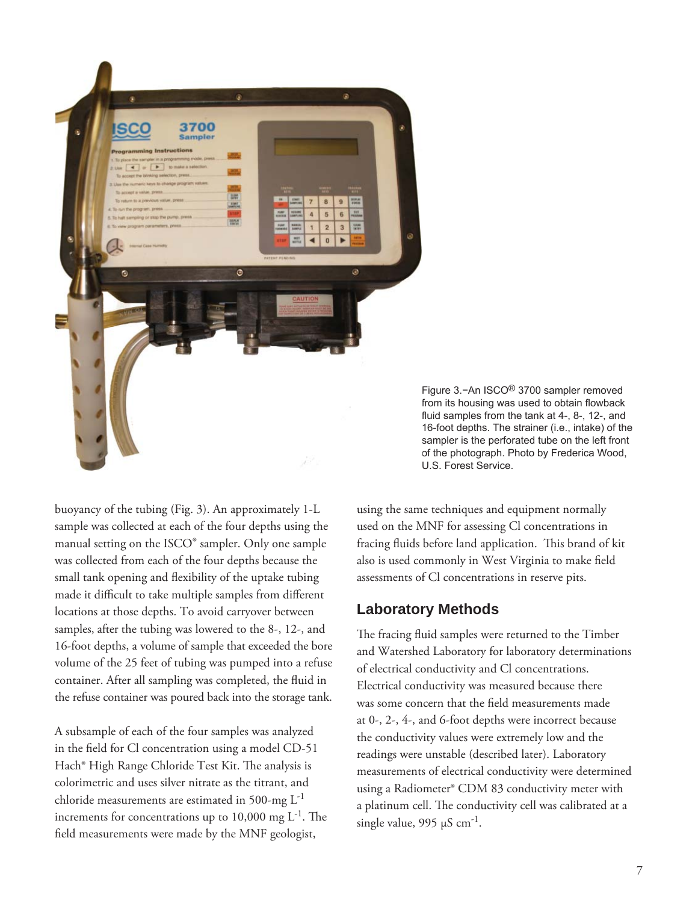Figure 3.−An ISCO® 3700 sampler removed from its housing was used to obtain flowback fluid samples from the tank at 4-, 8-, 12-, and 16-foot depths. The strainer (i.e., intake) of the sampler is the perforated tube on the left front of the photograph. Photo by Frederica Wood, U.S. Forest Service.

buoyancy of the tubing (Fig. 3). An approximately 1-L sample was collected at each of the four depths using the manual setting on the ISCO® sampler. Only one sample was collected from each of the four depths because the small tank opening and flexibility of the uptake tubing made it difficult to take multiple samples from different locations at those depths. To avoid carryover between samples, after the tubing was lowered to the 8-, 12-, and 16-foot depths, a volume of sample that exceeded the bore volume of the 25 feet of tubing was pumped into a refuse container. After all sampling was completed, the fluid in the refuse container was poured back into the storage tank.

A subsample of each of the four samples was analyzed in the field for Cl concentration using a model CD-51 Hach® High Range Chloride Test Kit. The analysis is colorimetric and uses silver nitrate as the titrant, and chloride measurements are estimated in 500-mg $L^{-1}$ increments for concentrations up to 10,000 mg $L^{-1}$. The field measurements were made by the MNF geologist, using the same techniques and equipment normally used on the MNF for assessing Cl concentrations in fracing fluids before land application. This brand of kit also is used commonly in West Virginia to make field assessments of Cl concentrations in reserve pits.

## Laboratory Methods

The fracing fluid samples were returned to the Timber and Watershed Laboratory for laboratory determinations of electrical conductivity and Cl concentrations. Electrical conductivity was measured because there was some concern that the field measurements made at 0-, 2-, 4-, and 6-foot depths were incorrect because the conductivity values were extremely low and the readings were unstable (described later). Laboratory measurements of electrical conductivity were determined using a Radiometer® CDM 83 conductivity meter with a platinum cell. The conductivity cell was calibrated at a single value, 995 µS $cm^{-1}$.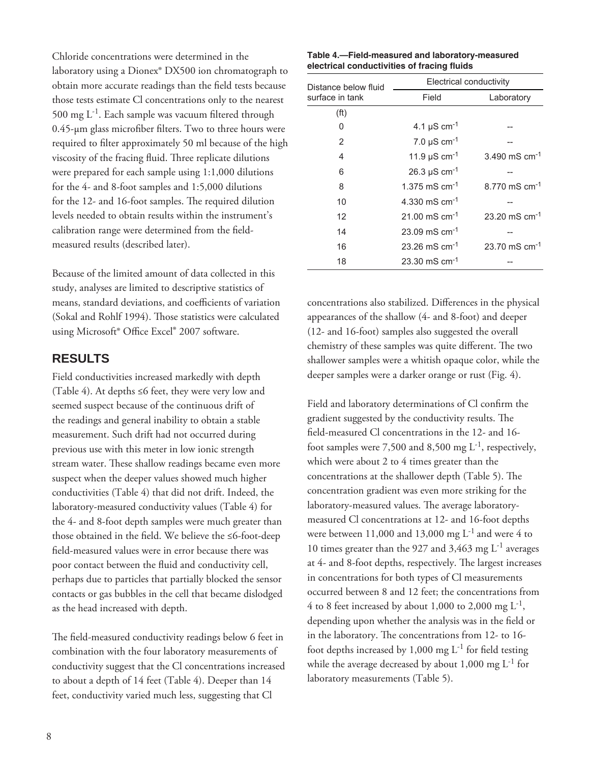Chloride concentrations were determined in the laboratory using a Dionex® DX500 ion chromatograph to obtain more accurate readings than the field tests because those tests estimate Cl concentrations only to the nearest 500 mg $L^{-1}$. Each sample was vacuum filtered through 0.45-µm glass microfiber filters. Two to three hours were required to filter approximately 50 ml because of the high viscosity of the fracing fluid. Three replicate dilutions were prepared for each sample using 1:1,000 dilutions for the 4- and 8-foot samples and 1:5,000 dilutions for the 12- and 16-foot samples. The required dilution levels needed to obtain results within the instrument's calibration range were determined from the field-measured results (described later).

Because of the limited amount of data collected in this study, analyses are limited to descriptive statistics of means, standard deviations, and coefficients of variation (Sokal and Rohlf 1994). Those statistics were calculated using Microsoft® Office Excel® 2007 software.

## RESULTS

Field conductivities increased markedly with depth (Table 4). At depths ≤6 feet, they were very low and seemed suspect because of the continuous drift of the readings and general inability to obtain a stable measurement. Such drift had not occurred during previous use with this meter in low ionic strength stream water. These shallow readings became even more suspect when the deeper values showed much higher conductivities (Table 4) that did not drift. Indeed, the laboratory-measured conductivity values (Table 4) for the 4- and 8-foot depth samples were much greater than those obtained in the field. We believe the ≤6-foot-deep field-measured values were in error because there was poor contact between the fluid and conductivity cell, perhaps due to particles that partially blocked the sensor contacts or gas bubbles in the cell that became dislodged as the head increased with depth.

The field-measured conductivity readings below 6 feet in combination with the four laboratory measurements of conductivity suggest that the Cl concentrations increased to about a depth of 14 feet (Table 4). Deeper than 14 feet, conductivity varied much less, suggesting that Cl concentrations also stabilized. Differences in the physical appearances of the shallow (4- and 8-foot) and deeper (12- and 16-foot) samples also suggested the overall chemistry of these samples was quite different. The two shallower samples were a whitish opaque color, while the deeper samples were a darker orange or rust (Fig. 4).

**Table 4.—Field-measured and laboratory-measured electrical conductivities of fracing fluids**

| Distance below fluid surface in tank | Electrical conductivity | |
|---|---|---|
| | Field | Laboratory |
| (ft) | | |
| 0 | 4.1 µS $cm^{-1}$ | -- |
| 2 | 7.0 µS $cm^{-1}$ | -- |
| 4 | 11.9 µS $cm^{-1}$ | 3.490 mS $cm^{-1}$ |
| 6 | 26.3 µS $cm^{-1}$ | -- |
| 8 | 1.375 mS $cm^{-1}$ | 8.770 mS $cm^{-1}$ |
| 10 | 4.330 mS $cm^{-1}$ | -- |
| 12 | 21.00 mS $cm^{-1}$ | 23.20 mS $cm^{-1}$ |
| 14 | 23.09 mS $cm^{-1}$ | -- |
| 16 | 23.26 mS $cm^{-1}$ | 23.70 mS $cm^{-1}$ |
| 18 | 23.30 mS $cm^{-1}$ | -- |

Field and laboratory determinations of Cl confirm the gradient suggested by the conductivity results. The field-measured Cl concentrations in the 12- and 16-foot samples were 7,500 and 8,500 mg $L^{-1}$, respectively, which were about 2 to 4 times greater than the concentrations at the shallower depth (Table 5). The concentration gradient was even more striking for the laboratory-measured values. The average laboratory-measured Cl concentrations at 12- and 16-foot depths were between 11,000 and 13,000 mg $L^{-1}$ and were 4 to 10 times greater than the 927 and 3,463 mg $L^{-1}$ averages at 4- and 8-foot depths, respectively. The largest increases in concentrations for both types of Cl measurements occurred between 8 and 12 feet; the concentrations from 4 to 8 feet increased by about 1,000 to 2,000 mg $L^{-1}$, depending upon whether the analysis was in the field or in the laboratory. The concentrations from 12- to 16-foot depths increased by 1,000 mg $L^{-1}$ for field testing while the average decreased by about 1,000 mg $L^{-1}$ for laboratory measurements (Table 5).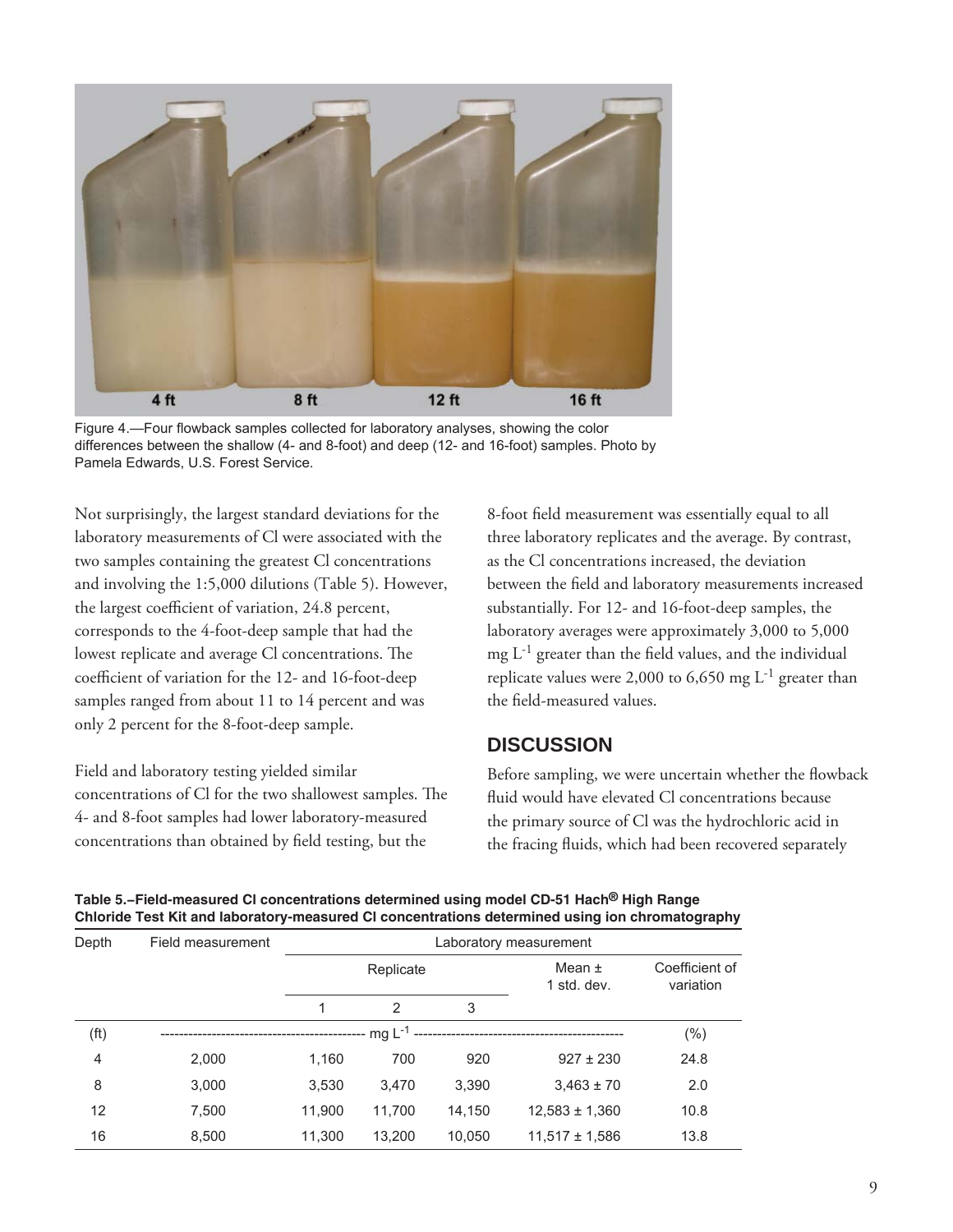Figure 4.—Four flowback samples collected for laboratory analyses, showing the color differences between the shallow (4- and 8-foot) and deep (12- and 16-foot) samples. Photo by Pamela Edwards, U.S. Forest Service.

Not surprisingly, the largest standard deviations for the laboratory measurements of Cl were associated with the two samples containing the greatest Cl concentrations and involving the 1:5,000 dilutions (Table 5). However, the largest coefficient of variation, 24.8 percent, corresponds to the 4-foot-deep sample that had the lowest replicate and average Cl concentrations. The coefficient of variation for the 12- and 16-foot-deep samples ranged from about 11 to 14 percent and was only 2 percent for the 8-foot-deep sample.

Field and laboratory testing yielded similar concentrations of Cl for the two shallowest samples. The 4- and 8-foot samples had lower laboratory-measured concentrations than obtained by field testing, but the 8-foot field measurement was essentially equal to all three laboratory replicates and the average. By contrast, as the Cl concentrations increased, the deviation between the field and laboratory measurements increased substantially. For 12- and 16-foot-deep samples, the laboratory averages were approximately 3,000 to 5,000 mg $L^{-1}$ greater than the field values, and the individual replicate values were 2,000 to 6,650 mg $L^{-1}$ greater than the field-measured values.

## DISCUSSION

Before sampling, we were uncertain whether the flowback fluid would have elevated Cl concentrations because the primary source of Cl was the hydrochloric acid in the fracing fluids, which had been recovered separately

**Table 5.–Field-measured Cl concentrations determined using model CD-51 Hach® High Range Chloride Test Kit and laboratory-measured Cl concentrations determined using ion chromatography**

| Depth | Field measurement | Laboratory measurement | | | | |
|---|---|---|---|---|---|---|
| | | Replicate | | | Mean ± 1 std. dev. | Coefficient of variation |
| | | 1 | 2 | 3 | | |
| (ft) | mg $L^{-1}$ | | | | | (%) |
| 4 | 2,000 | 1,160 | 700 | 920 | 927 ± 230 | 24.8 |
| 8 | 3,000 | 3,530 | 3,470 | 3,390 | 3,463 ± 70 | 2.0 |
| 12 | 7,500 | 11,900 | 11,700 | 14,150 | 12,583 ± 1,360 | 10.8 |
| 16 | 8,500 | 11,300 | 13,200 | 10,050 | 11,517 ± 1,586 | 13.8 |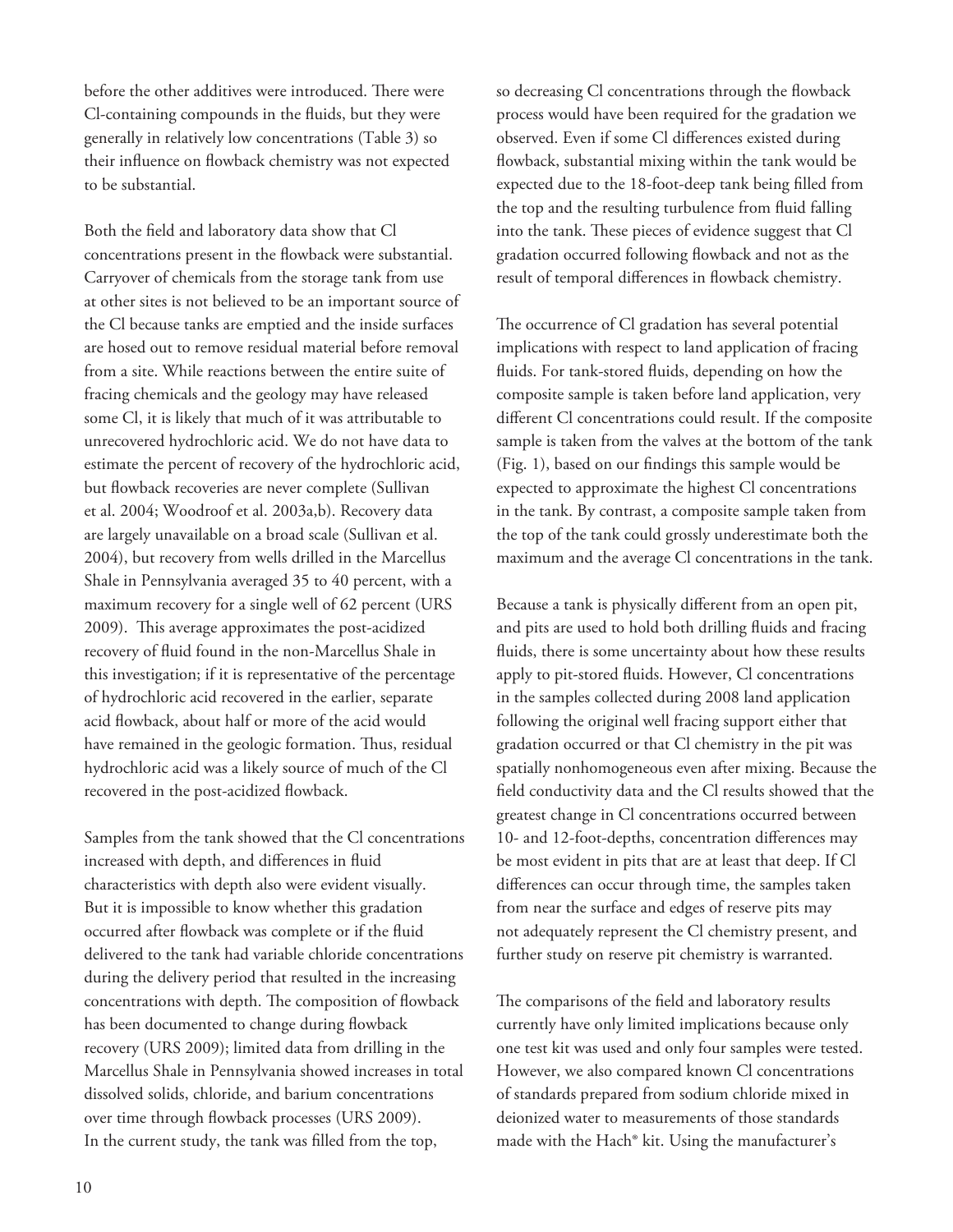before the other additives were introduced. There were Cl-containing compounds in the fluids, but they were generally in relatively low concentrations (Table 3) so their influence on flowback chemistry was not expected to be substantial.

Both the field and laboratory data show that Cl concentrations present in the flowback were substantial. Carryover of chemicals from the storage tank from use at other sites is not believed to be an important source of the Cl because tanks are emptied and the inside surfaces are hosed out to remove residual material before removal from a site. While reactions between the entire suite of fracing chemicals and the geology may have released some Cl, it is likely that much of it was attributable to unrecovered hydrochloric acid. We do not have data to estimate the percent of recovery of the hydrochloric acid, but flowback recoveries are never complete (Sullivan et al. 2004; Woodroof et al. 2003a,b). Recovery data are largely unavailable on a broad scale (Sullivan et al. 2004), but recovery from wells drilled in the Marcellus Shale in Pennsylvania averaged 35 to 40 percent, with a maximum recovery for a single well of 62 percent (URS 2009). This average approximates the post-acidized recovery of fluid found in the non-Marcellus Shale in this investigation; if it is representative of the percentage of hydrochloric acid recovered in the earlier, separate acid flowback, about half or more of the acid would have remained in the geologic formation. Thus, residual hydrochloric acid was a likely source of much of the Cl recovered in the post-acidized flowback.

Samples from the tank showed that the Cl concentrations increased with depth, and differences in fluid characteristics with depth also were evident visually. But it is impossible to know whether this gradation occurred after flowback was complete or if the fluid delivered to the tank had variable chloride concentrations during the delivery period that resulted in the increasing concentrations with depth. The composition of flowback has been documented to change during flowback recovery (URS 2009); limited data from drilling in the Marcellus Shale in Pennsylvania showed increases in total dissolved solids, chloride, and barium concentrations over time through flowback processes (URS 2009). In the current study, the tank was filled from the top, so decreasing Cl concentrations through the flowback process would have been required for the gradation we observed. Even if some Cl differences existed during flowback, substantial mixing within the tank would be expected due to the 18-foot-deep tank being filled from the top and the resulting turbulence from fluid falling into the tank. These pieces of evidence suggest that Cl gradation occurred following flowback and not as the result of temporal differences in flowback chemistry.

The occurrence of Cl gradation has several potential implications with respect to land application of fracing fluids. For tank-stored fluids, depending on how the composite sample is taken before land application, very different Cl concentrations could result. If the composite sample is taken from the valves at the bottom of the tank (Fig. 1), based on our findings this sample would be expected to approximate the highest Cl concentrations in the tank. By contrast, a composite sample taken from the top of the tank could grossly underestimate both the maximum and the average Cl concentrations in the tank.

Because a tank is physically different from an open pit, and pits are used to hold both drilling fluids and fracing fluids, there is some uncertainty about how these results apply to pit-stored fluids. However, Cl concentrations in the samples collected during 2008 land application following the original well fracing support either that gradation occurred or that Cl chemistry in the pit was spatially nonhomogeneous even after mixing. Because the field conductivity data and the Cl results showed that the greatest change in Cl concentrations occurred between 10- and 12-foot-depths, concentration differences may be most evident in pits that are at least that deep. If Cl differences can occur through time, the samples taken from near the surface and edges of reserve pits may not adequately represent the Cl chemistry present, and further study on reserve pit chemistry is warranted.

The comparisons of the field and laboratory results currently have only limited implications because only one test kit was used and only four samples were tested. However, we also compared known Cl concentrations of standards prepared from sodium chloride mixed in deionized water to measurements of those standards made with the Hach® kit. Using the manufacturer's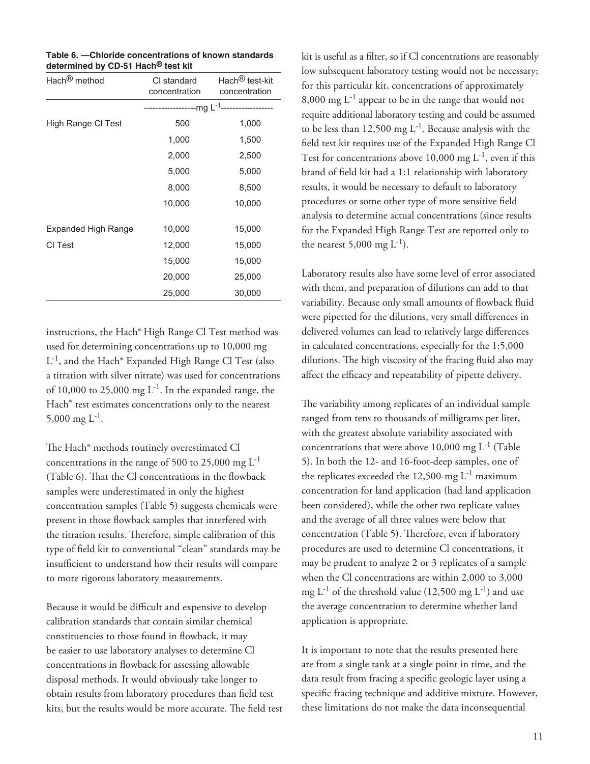**Table 6. —Chloride concentrations of known standards determined by CD-51 Hach® test kit**

| Hach® method | Cl standard concentration | Hach® test-kit concentration |
|---|---|---|
| | ------------------mg $L^{-1}$------------------ | |
| High Range Cl Test | 500 | 1,000 |
| | 1,000 | 1,500 |
| | 2,000 | 2,500 |
| | 5,000 | 5,000 |
| | 8,000 | 8,500 |
| | 10,000 | 10,000 |
| Expanded High Range Cl Test | 10,000 | 15,000 |
| | 12,000 | 15,000 |
| | 15,000 | 15,000 |
| | 20,000 | 25,000 |
| | 25,000 | 30,000 |

instructions, the Hach® High Range Cl Test method was used for determining concentrations up to 10,000 mg $L^{-1}$, and the Hach® Expanded High Range Cl Test (also a titration with silver nitrate) was used for concentrations of 10,000 to 25,000 mg $L^{-1}$. In the expanded range, the Hach® test estimates concentrations only to the nearest 5,000 mg $L^{-1}$.

The Hach® methods routinely overestimated Cl concentrations in the range of 500 to 25,000 mg $L^{-1}$ (Table 6). That the Cl concentrations in the flowback samples were underestimated in only the highest concentration samples (Table 5) suggests chemicals were present in those flowback samples that interfered with the titration results. Therefore, simple calibration of this type of field kit to conventional "clean" standards may be insufficient to understand how their results will compare to more rigorous laboratory measurements.

Because it would be difficult and expensive to develop calibration standards that contain similar chemical constituencies to those found in flowback, it may be easier to use laboratory analyses to determine Cl concentrations in flowback for assessing allowable disposal methods. It would obviously take longer to obtain results from laboratory procedures than field test kits, but the results would be more accurate. The field test kit is useful as a filter, so if Cl concentrations are reasonably low subsequent laboratory testing would not be necessary; for this particular kit, concentrations of approximately 8,000 mg $L^{-1}$ appear to be in the range that would not require additional laboratory testing and could be assumed to be less than 12,500 mg $L^{-1}$. Because analysis with the field test kit requires use of the Expanded High Range Cl Test for concentrations above 10,000 mg $L^{-1}$, even if this brand of field kit had a 1:1 relationship with laboratory results, it would be necessary to default to laboratory procedures or some other type of more sensitive field analysis to determine actual concentrations (since results for the Expanded High Range Test are reported only to the nearest 5,000 mg $L^{-1}$).

Laboratory results also have some level of error associated with them, and preparation of dilutions can add to that variability. Because only small amounts of flowback fluid were pipetted for the dilutions, very small differences in delivered volumes can lead to relatively large differences in calculated concentrations, especially for the 1:5,000 dilutions. The high viscosity of the fracing fluid also may affect the efficacy and repeatability of pipette delivery.

The variability among replicates of an individual sample ranged from tens to thousands of milligrams per liter, with the greatest absolute variability associated with concentrations that were above 10,000 mg $L^{-1}$ (Table 5). In both the 12- and 16-foot-deep samples, one of the replicates exceeded the 12,500-mg $L^{-1}$ maximum concentration for land application (had land application been considered), while the other two replicate values and the average of all three values were below that concentration (Table 5). Therefore, even if laboratory procedures are used to determine Cl concentrations, it may be prudent to analyze 2 or 3 replicates of a sample when the Cl concentrations are within 2,000 to 3,000 mg $L^{-1}$ of the threshold value (12,500 mg $L^{-1}$) and use the average concentration to determine whether land application is appropriate.

It is important to note that the results presented here are from a single tank at a single point in time, and the data result from fracing a specific geologic layer using a specific fracing technique and additive mixture. However, these limitations do not make the data inconsequential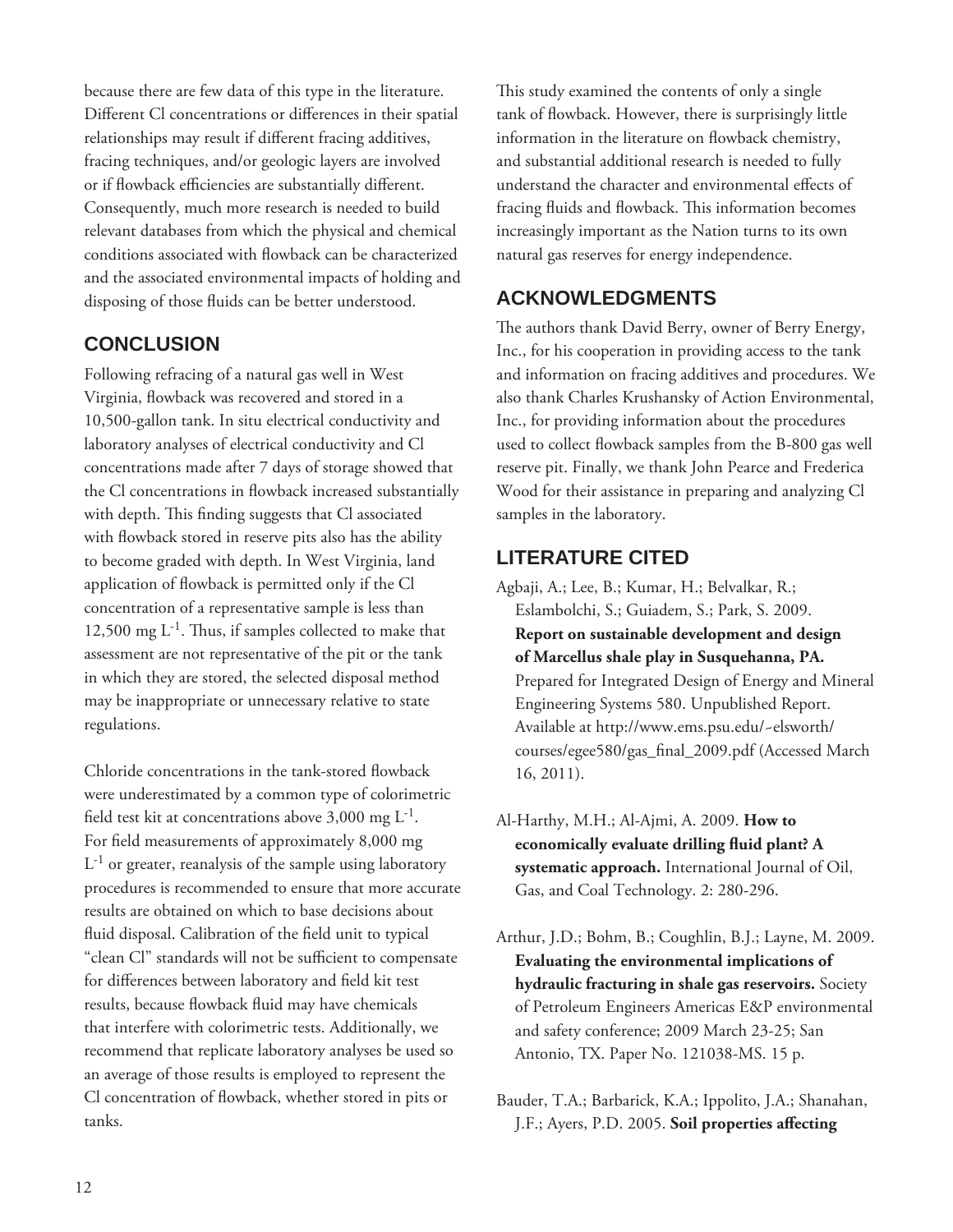because there are few data of this type in the literature. Different Cl concentrations or differences in their spatial relationships may result if different fracing additives, fracing techniques, and/or geologic layers are involved or if flowback efficiencies are substantially different. Consequently, much more research is needed to build relevant databases from which the physical and chemical conditions associated with flowback can be characterized and the associated environmental impacts of holding and disposing of those fluids can be better understood.

## CONCLUSION

Following refracing of a natural gas well in West Virginia, flowback was recovered and stored in a 10,500-gallon tank. In situ electrical conductivity and laboratory analyses of electrical conductivity and Cl concentrations made after 7 days of storage showed that the Cl concentrations in flowback increased substantially with depth. This finding suggests that Cl associated with flowback stored in reserve pits also has the ability to become graded with depth. In West Virginia, land application of flowback is permitted only if the Cl concentration of a representative sample is less than 12,500 mg $L^{-1}$. Thus, if samples collected to make that assessment are not representative of the pit or the tank in which they are stored, the selected disposal method may be inappropriate or unnecessary relative to state regulations.

Chloride concentrations in the tank-stored flowback were underestimated by a common type of colorimetric field test kit at concentrations above 3,000 mg $L^{-1}$. For field measurements of approximately 8,000 mg $L^{-1}$ or greater, reanalysis of the sample using laboratory procedures is recommended to ensure that more accurate results are obtained on which to base decisions about fluid disposal. Calibration of the field unit to typical "clean Cl" standards will not be sufficient to compensate for differences between laboratory and field kit test results, because flowback fluid may have chemicals that interfere with colorimetric tests. Additionally, we recommend that replicate laboratory analyses be used so an average of those results is employed to represent the Cl concentration of flowback, whether stored in pits or tanks.

This study examined the contents of only a single tank of flowback. However, there is surprisingly little information in the literature on flowback chemistry, and substantial additional research is needed to fully understand the character and environmental effects of fracing fluids and flowback. This information becomes increasingly important as the Nation turns to its own natural gas reserves for energy independence.

## ACKNOWLEDGMENTS

The authors thank David Berry, owner of Berry Energy, Inc., for his cooperation in providing access to the tank and information on fracing additives and procedures. We also thank Charles Krushansky of Action Environmental, Inc., for providing information about the procedures used to collect flowback samples from the B-800 gas well reserve pit. Finally, we thank John Pearce and Frederica Wood for their assistance in preparing and analyzing Cl samples in the laboratory.

## LITERATURE CITED

Agbaji, A.; Lee, B.; Kumar, H.; Belvalkar, R.; Eslambolchi, S.; Guiadem, S.; Park, S. 2009. **Report on sustainable development and design of Marcellus shale play in Susquehanna, PA.** Prepared for Integrated Design of Energy and Mineral Engineering Systems 580. Unpublished Report. Available at http://www.ems.psu.edu/~elsworth/courses/egee580/gas_final_2009.pdf (Accessed March 16, 2011).

Al-Harthy, M.H.; Al-Ajmi, A. 2009. **How to economically evaluate drilling fluid plant? A systematic approach.** International Journal of Oil, Gas, and Coal Technology. 2: 280-296.

Arthur, J.D.; Bohm, B.; Coughlin, B.J.; Layne, M. 2009. **Evaluating the environmental implications of hydraulic fracturing in shale gas reservoirs.** Society of Petroleum Engineers Americas E&P environmental and safety conference; 2009 March 23-25; San Antonio, TX. Paper No. 121038-MS. 15 p.

Bauder, T.A.; Barbarick, K.A.; Ippolito, J.A.; Shanahan, J.F.; Ayers, P.D. 2005. **Soil properties affecting**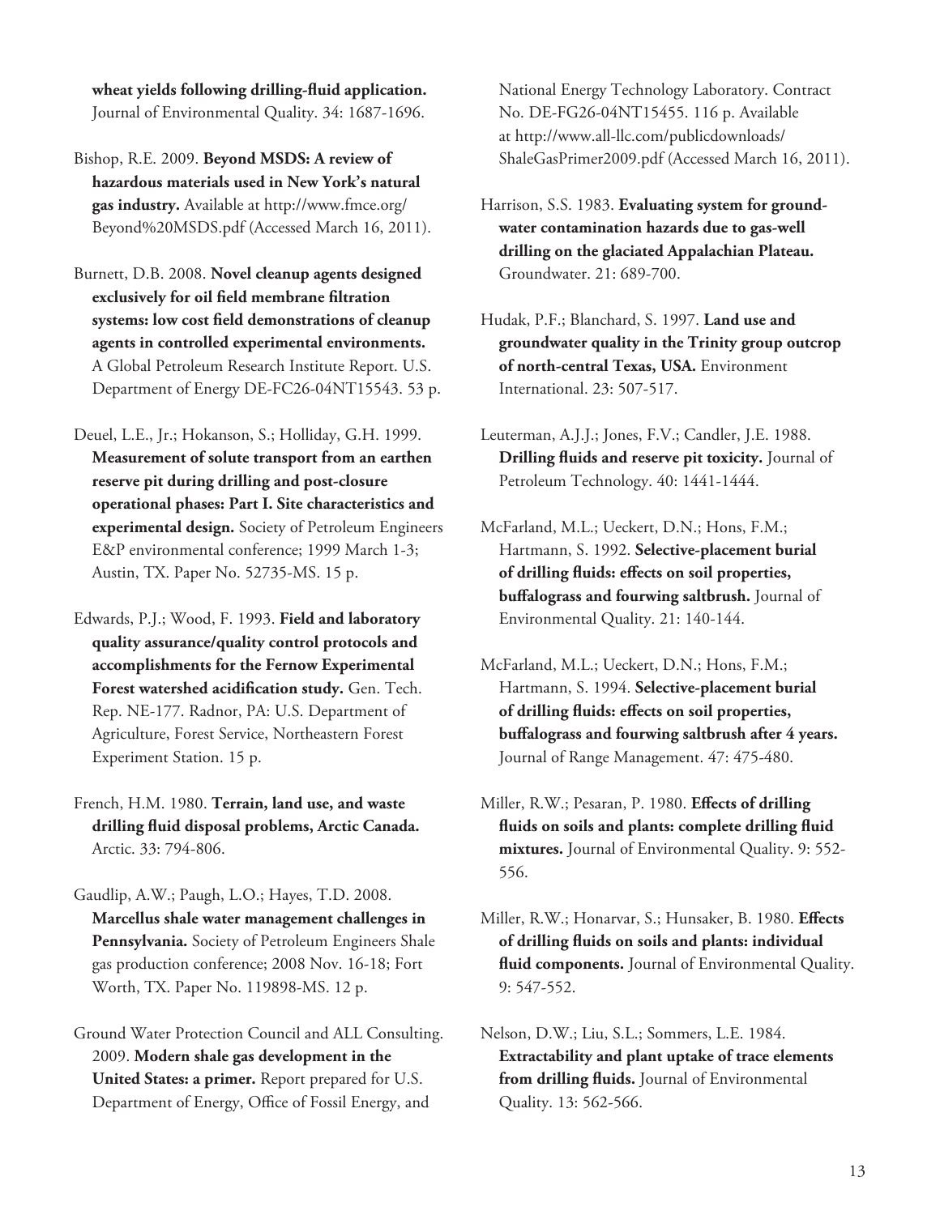**wheat yields following drilling-fluid application.** Journal of Environmental Quality. 34: 1687-1696.

Bishop, R.E. 2009. **Beyond MSDS: A review of hazardous materials used in New York's natural gas industry.** Available at http://www.fmce.org/Beyond%20MSDS.pdf (Accessed March 16, 2011).

Burnett, D.B. 2008. **Novel cleanup agents designed exclusively for oil field membrane filtration systems: low cost field demonstrations of cleanup agents in controlled experimental environments.** A Global Petroleum Research Institute Report. U.S. Department of Energy DE-FC26-04NT15543. 53 p.

Deuel, L.E., Jr.; Hokanson, S.; Holliday, G.H. 1999. **Measurement of solute transport from an earthen reserve pit during drilling and post-closure operational phases: Part I. Site characteristics and experimental design.** Society of Petroleum Engineers E&P environmental conference; 1999 March 1-3; Austin, TX. Paper No. 52735-MS. 15 p.

Edwards, P.J.; Wood, F. 1993. **Field and laboratory quality assurance/quality control protocols and accomplishments for the Fernow Experimental Forest watershed acidification study.** Gen. Tech. Rep. NE-177. Radnor, PA: U.S. Department of Agriculture, Forest Service, Northeastern Forest Experiment Station. 15 p.

French, H.M. 1980. **Terrain, land use, and waste drilling fluid disposal problems, Arctic Canada.** Arctic. 33: 794-806.

Gaudlip, A.W.; Paugh, L.O.; Hayes, T.D. 2008. **Marcellus shale water management challenges in Pennsylvania.** Society of Petroleum Engineers Shale gas production conference; 2008 Nov. 16-18; Fort Worth, TX. Paper No. 119898-MS. 12 p.

Ground Water Protection Council and ALL Consulting. 2009. **Modern shale gas development in the United States: a primer.** Report prepared for U.S. Department of Energy, Office of Fossil Energy, and National Energy Technology Laboratory. Contract No. DE-FG26-04NT15455. 116 p. Available at http://www.all-llc.com/publicdownloads/ShaleGasPrimer2009.pdf (Accessed March 16, 2011).

Harrison, S.S. 1983. **Evaluating system for groundwater contamination hazards due to gas-well drilling on the glaciated Appalachian Plateau.** Groundwater. 21: 689-700.

Hudak, P.F.; Blanchard, S. 1997. **Land use and groundwater quality in the Trinity group outcrop of north-central Texas, USA.** Environment International. 23: 507-517.

Leuterman, A.J.J.; Jones, F.V.; Candler, J.E. 1988. **Drilling fluids and reserve pit toxicity.** Journal of Petroleum Technology. 40: 1441-1444.

McFarland, M.L.; Ueckert, D.N.; Hons, F.M.; Hartmann, S. 1992. **Selective-placement burial of drilling fluids: effects on soil properties, buffalograss and fourwing saltbrush.** Journal of Environmental Quality. 21: 140-144.

McFarland, M.L.; Ueckert, D.N.; Hons, F.M.; Hartmann, S. 1994. **Selective-placement burial of drilling fluids: effects on soil properties, buffalograss and fourwing saltbrush after 4 years.** Journal of Range Management. 47: 475-480.

Miller, R.W.; Pesaran, P. 1980. **Effects of drilling fluids on soils and plants: complete drilling fluid mixtures.** Journal of Environmental Quality. 9: 552-556.

Miller, R.W.; Honarvar, S.; Hunsaker, B. 1980. **Effects of drilling fluids on soils and plants: individual fluid components.** Journal of Environmental Quality. 9: 547-552.

Nelson, D.W.; Liu, S.L.; Sommers, L.E. 1984. **Extractability and plant uptake of trace elements from drilling fluids.** Journal of Environmental Quality. 13: 562-566.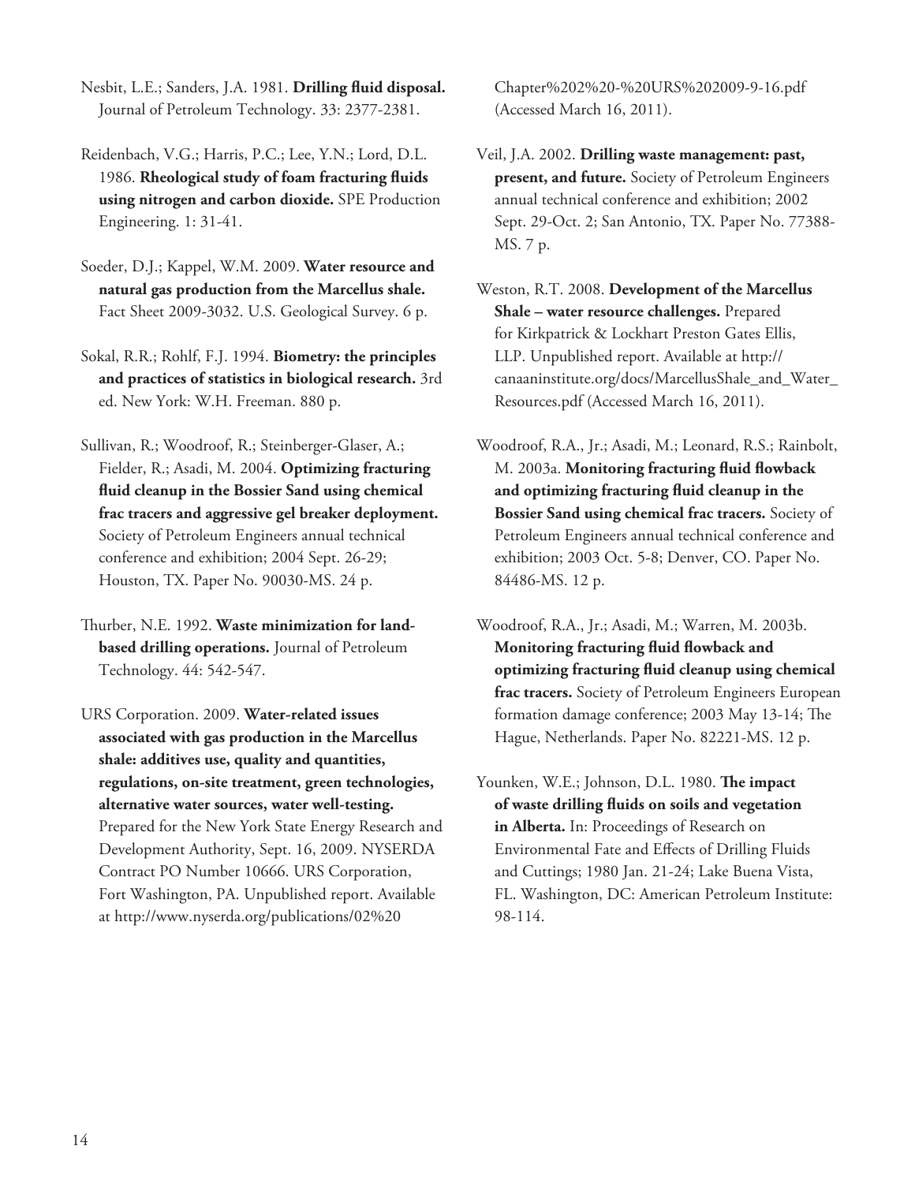Nesbit, L.E.; Sanders, J.A. 1981. **Drilling fluid disposal.** Journal of Petroleum Technology. 33: 2377-2381.

Reidenbach, V.G.; Harris, P.C.; Lee, Y.N.; Lord, D.L. 1986. **Rheological study of foam fracturing fluids using nitrogen and carbon dioxide.** SPE Production Engineering. 1: 31-41.

Soeder, D.J.; Kappel, W.M. 2009. **Water resource and natural gas production from the Marcellus shale.** Fact Sheet 2009-3032. U.S. Geological Survey. 6 p.

Sokal, R.R.; Rohlf, F.J. 1994. **Biometry: the principles and practices of statistics in biological research.** 3rd ed. New York: W.H. Freeman. 880 p.

Sullivan, R.; Woodroof, R.; Steinberger-Glaser, A.; Fielder, R.; Asadi, M. 2004. **Optimizing fracturing fluid cleanup in the Bossier Sand using chemical frac tracers and aggressive gel breaker deployment.** Society of Petroleum Engineers annual technical conference and exhibition; 2004 Sept. 26-29; Houston, TX. Paper No. 90030-MS. 24 p.

Thurber, N.E. 1992. **Waste minimization for land-based drilling operations.** Journal of Petroleum Technology. 44: 542-547.

URS Corporation. 2009. **Water-related issues associated with gas production in the Marcellus shale: additives use, quality and quantities, regulations, on-site treatment, green technologies, alternative water sources, water well-testing.** Prepared for the New York State Energy Research and Development Authority, Sept. 16, 2009. NYSERDA Contract PO Number 10666. URS Corporation, Fort Washington, PA. Unpublished report. Available at http://www.nyserda.org/publications/02%20Chapter%202%20-%20URS%202009-9-16.pdf (Accessed March 16, 2011).

Veil, J.A. 2002. **Drilling waste management: past, present, and future.** Society of Petroleum Engineers annual technical conference and exhibition; 2002 Sept. 29-Oct. 2; San Antonio, TX. Paper No. 77388-MS. 7 p.

Weston, R.T. 2008. **Development of the Marcellus Shale – water resource challenges.** Prepared for Kirkpatrick & Lockhart Preston Gates Ellis, LLP. Unpublished report. Available at http://canaaninstitute.org/docs/MarcellusShale_and_Water_Resources.pdf (Accessed March 16, 2011).

Woodroof, R.A., Jr.; Asadi, M.; Leonard, R.S.; Rainbolt, M. 2003a. **Monitoring fracturing fluid flowback and optimizing fracturing fluid cleanup in the Bossier Sand using chemical frac tracers.** Society of Petroleum Engineers annual technical conference and exhibition; 2003 Oct. 5-8; Denver, CO. Paper No. 84486-MS. 12 p.

Woodroof, R.A., Jr.; Asadi, M.; Warren, M. 2003b. **Monitoring fracturing fluid flowback and optimizing fracturing fluid cleanup using chemical frac tracers.** Society of Petroleum Engineers European formation damage conference; 2003 May 13-14; The Hague, Netherlands. Paper No. 82221-MS. 12 p.

Younken, W.E.; Johnson, D.L. 1980. **The impact of waste drilling fluids on soils and vegetation in Alberta.** In: Proceedings of Research on Environmental Fate and Effects of Drilling Fluids and Cuttings; 1980 Jan. 21-24; Lake Buena Vista, FL. Washington, DC: American Petroleum Institute: 98-114.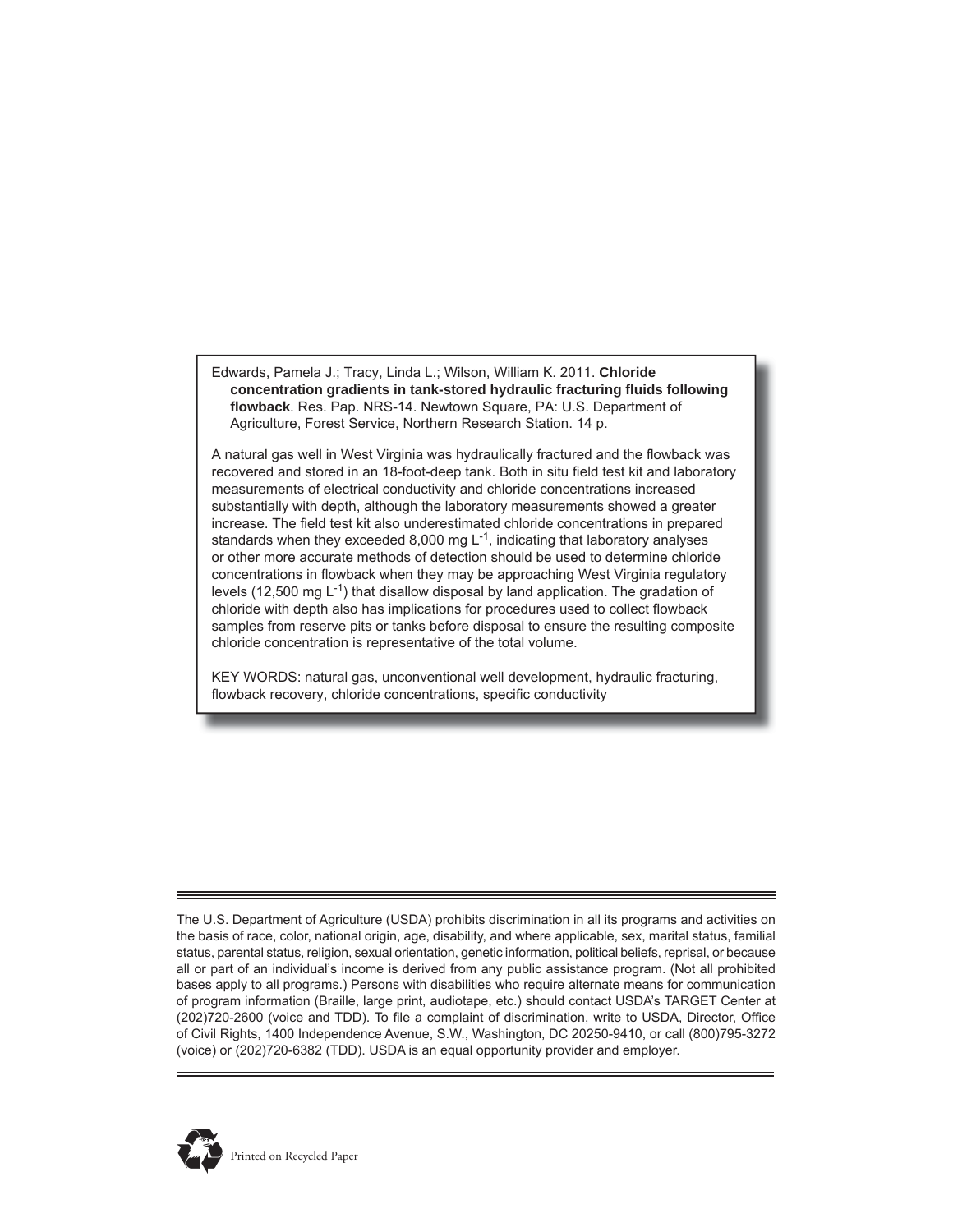Edwards, Pamela J.; Tracy, Linda L.; Wilson, William K. 2011. **Chloride concentration gradients in tank-stored hydraulic fracturing fluids following flowback**. Res. Pap. NRS-14. Newtown Square, PA: U.S. Department of Agriculture, Forest Service, Northern Research Station. 14 p.

A natural gas well in West Virginia was hydraulically fractured and the flowback was recovered and stored in an 18-foot-deep tank. Both in situ field test kit and laboratory measurements of electrical conductivity and chloride concentrations increased substantially with depth, although the laboratory measurements showed a greater increase. The field test kit also underestimated chloride concentrations in prepared standards when they exceeded 8,000 mg $L^{-1}$, indicating that laboratory analyses or other more accurate methods of detection should be used to determine chloride concentrations in flowback when they may be approaching West Virginia regulatory levels (12,500 mg $L^{-1}$) that disallow disposal by land application. The gradation of chloride with depth also has implications for procedures used to collect flowback samples from reserve pits or tanks before disposal to ensure the resulting composite chloride concentration is representative of the total volume.

KEY WORDS: natural gas, unconventional well development, hydraulic fracturing, flowback recovery, chloride concentrations, specific conductivity

---

The U.S. Department of Agriculture (USDA) prohibits discrimination in all its programs and activities on the basis of race, color, national origin, age, disability, and where applicable, sex, marital status, familial status, parental status, religion, sexual orientation, genetic information, political beliefs, reprisal, or because all or part of an individual's income is derived from any public assistance program. (Not all prohibited bases apply to all programs.) Persons with disabilities who require alternate means for communication of program information (Braille, large print, audiotape, etc.) should contact USDA's TARGET Center at (202)720-2600 (voice and TDD). To file a complaint of discrimination, write to USDA, Director, Office of Civil Rights, 1400 Independence Avenue, S.W., Washington, DC 20250-9410, or call (800)795-3272 (voice) or (202)720-6382 (TDD). USDA is an equal opportunity provider and employer.

---

Printed on Recycled Paper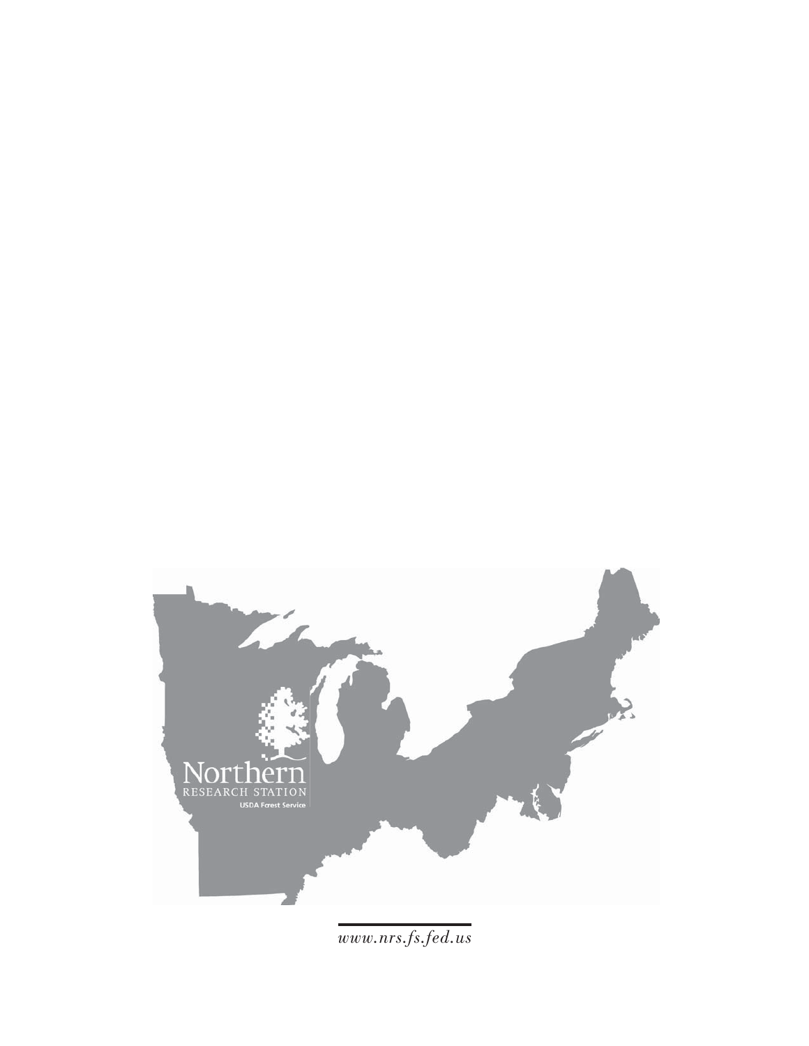Northern
RESEARCH STATION
USDA Forest Service

*www.nrs.fs.fed.us*